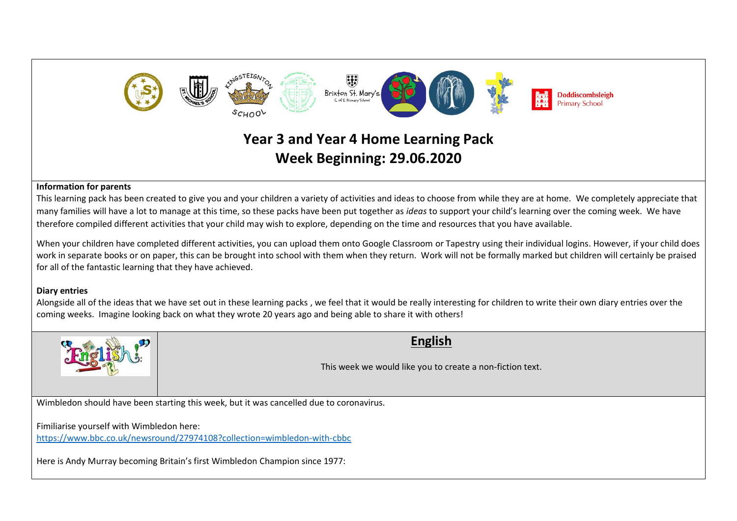Doddiscombsleigh Primary School

# Year 3 and Year 4 Home Learning Pack
# Week Beginning: 29.06.2020

**Information for parents**

This learning pack has been created to give you and your children a variety of activities and ideas to choose from while they are at home. We completely appreciate that many families will have a lot to manage at this time, so these packs have been put together as *ideas* to support your child's learning over the coming week. We have therefore compiled different activities that your child may wish to explore, depending on the time and resources that you have available.

When your children have completed different activities, you can upload them onto Google Classroom or Tapestry using their individual logins. However, if your child does work in separate books or on paper, this can be brought into school with them when they return. Work will not be formally marked but children will certainly be praised for all of the fantastic learning that they have achieved.

**Diary entries**

Alongside all of the ideas that we have set out in these learning packs , we feel that it would be really interesting for children to write their own diary entries over the coming weeks. Imagine looking back on what they wrote 20 years ago and being able to share it with others!

## English

This week we would like you to create a non-fiction text.

Wimbledon should have been starting this week, but it was cancelled due to coronavirus.

Fimiliarise yourself with Wimbledon here:
https://www.bbc.co.uk/newsround/27974108?collection=wimbledon-with-cbbc

Here is Andy Murray becoming Britain's first Wimbledon Champion since 1977: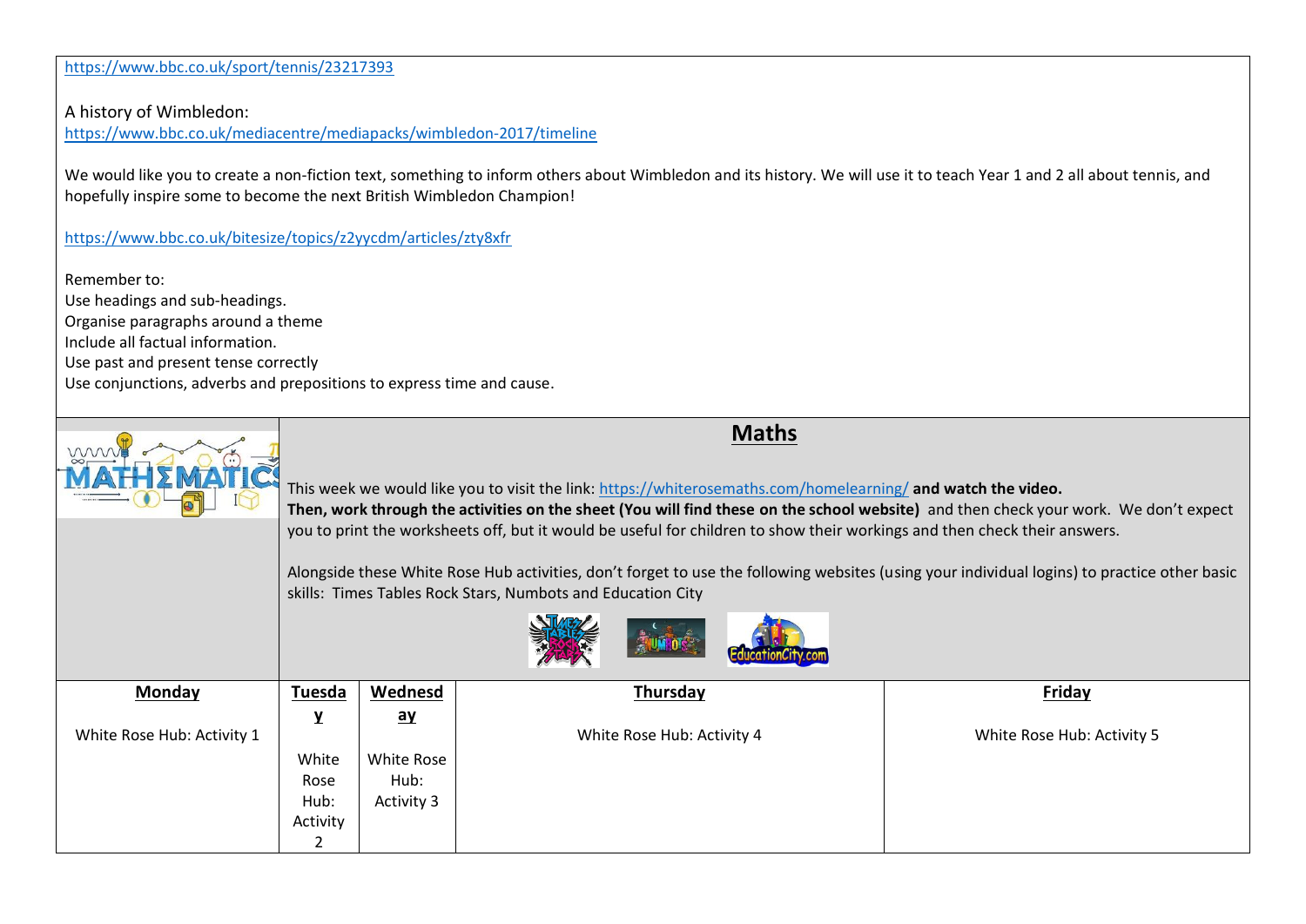https://www.bbc.co.uk/sport/tennis/23217393

A history of Wimbledon:
https://www.bbc.co.uk/mediacentre/mediapacks/wimbledon-2017/timeline

We would like you to create a non-fiction text, something to inform others about Wimbledon and its history. We will use it to teach Year 1 and 2 all about tennis, and hopefully inspire some to become the next British Wimbledon Champion!

https://www.bbc.co.uk/bitesize/topics/z2yycdm/articles/zty8xfr

Remember to:
Use headings and sub-headings.
Organise paragraphs around a theme
Include all factual information.
Use past and present tense correctly
Use conjunctions, adverbs and prepositions to express time and cause.

## Maths

This week we would like you to visit the link: https://whiterosemaths.com/homelearning/ **and watch the video.**
**Then, work through the activities on the sheet (You will find these on the school website)** and then check your work. We don't expect you to print the worksheets off, but it would be useful for children to show their workings and then check their answers.

Alongside these White Rose Hub activities, don't forget to use the following websites (using your individual logins) to practice other basic skills: Times Tables Rock Stars, Numbots and Education City

| **Monday** | **Tuesday** | **Wednesday** | **Thursday** | **Friday** |
|---|---|---|---|---|
| White Rose Hub: Activity 1 | White Rose Hub: Activity 2 | White Rose Hub: Activity 3 | White Rose Hub: Activity 4 | White Rose Hub: Activity 5 |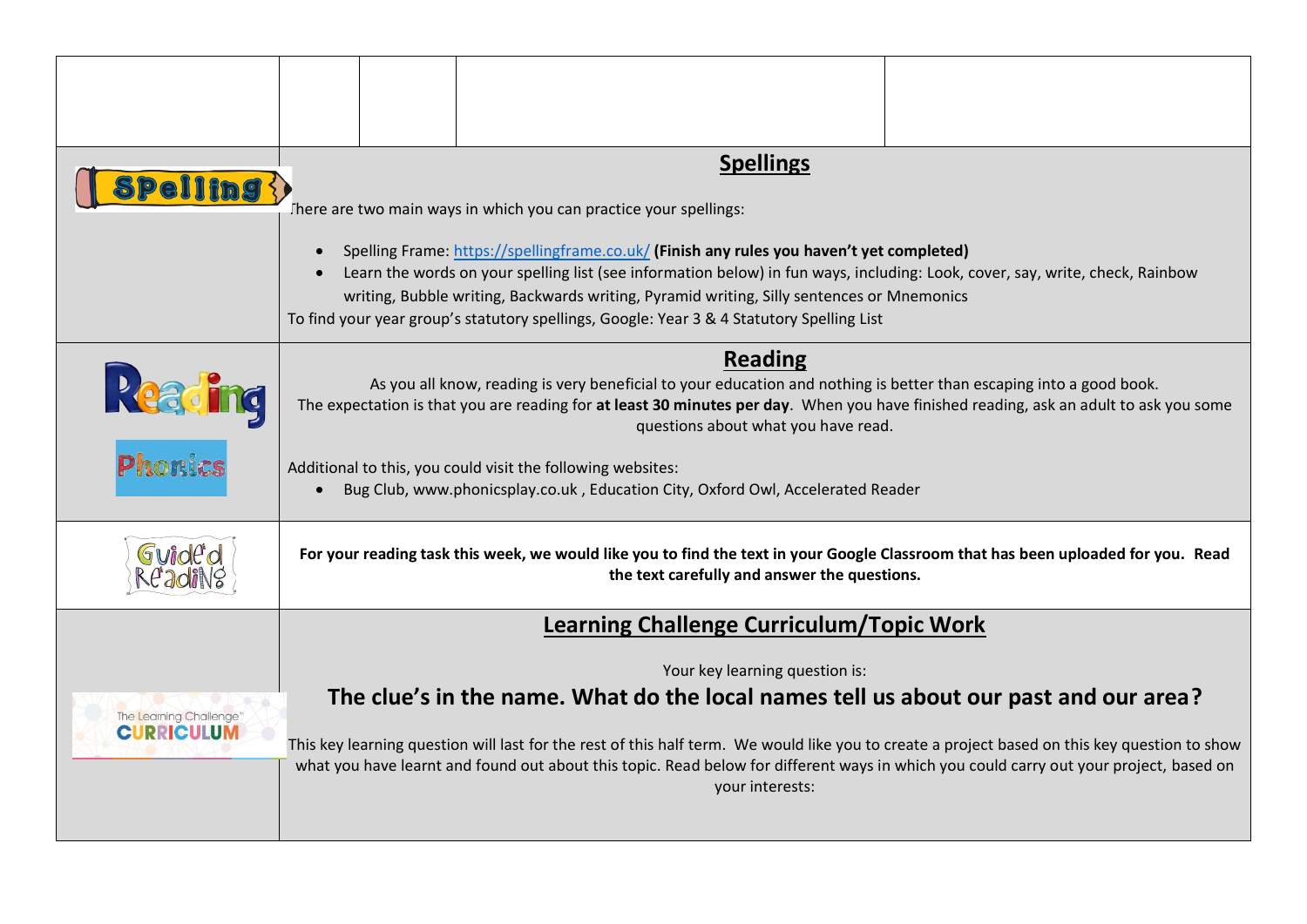## Spellings

There are two main ways in which you can practice your spellings:

- Spelling Frame: https://spellingframe.co.uk/ **(Finish any rules you haven't yet completed)**
- Learn the words on your spelling list (see information below) in fun ways, including: Look, cover, say, write, check, Rainbow writing, Bubble writing, Backwards writing, Pyramid writing, Silly sentences or Mnemonics

To find your year group's statutory spellings, Google: Year 3 & 4 Statutory Spelling List

## Reading

As you all know, reading is very beneficial to your education and nothing is better than escaping into a good book.

The expectation is that you are reading for **at least 30 minutes per day**. When you have finished reading, ask an adult to ask you some questions about what you have read.

Additional to this, you could visit the following websites:

- Bug Club, www.phonicsplay.co.uk , Education City, Oxford Owl, Accelerated Reader

**For your reading task this week, we would like you to find the text in your Google Classroom that has been uploaded for you. Read the text carefully and answer the questions.**

## Learning Challenge Curriculum/Topic Work

Your key learning question is:

### The clue's in the name. What do the local names tell us about our past and our area?

This key learning question will last for the rest of this half term. We would like you to create a project based on this key question to show what you have learnt and found out about this topic. Read below for different ways in which you could carry out your project, based on your interests: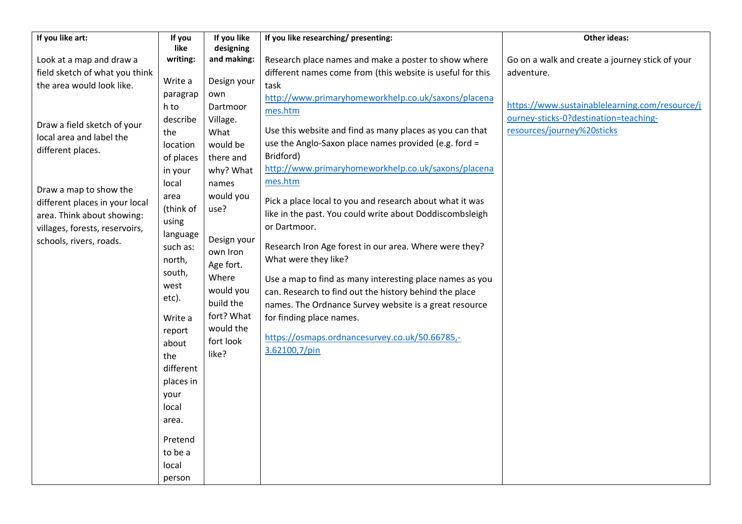| If you like art: | If you like writing: | If you like designing and making: | If you like researching/ presenting: | Other ideas: |
|---|---|---|---|---|
| Look at a map and draw a field sketch of what you think the area would look like.<br><br>Draw a field sketch of your local area and label the different places.<br><br>Draw a map to show the different places in your local area. Think about showing: villages, forests, reservoirs, schools, rivers, roads. | Write a paragraph to describe the location of places in your local area (think of using language such as: north, south, west etc).<br><br>Write a report about the different places in your local area.<br><br>Pretend to be a local person | Design your own Dartmoor Village. What would be there and why? What names would you use?<br><br>Design your own Iron Age fort. Where would you build the fort? What would the fort look like? | Research place names and make a poster to show where different names come from (this website is useful for this task http://www.primaryhomeworkhelp.co.uk/saxons/placenames.htm<br><br>Use this website and find as many places as you can that use the Anglo-Saxon place names provided (e.g. ford = Bridford) http://www.primaryhomeworkhelp.co.uk/saxons/placenames.htm<br><br>Pick a place local to you and research about what it was like in the past. You could write about Doddiscombsleigh or Dartmoor.<br><br>Research Iron Age forest in our area. Where were they? What were they like?<br><br>Use a map to find as many interesting place names as you can. Research to find out the history behind the place names. The Ordnance Survey website is a great resource for finding place names.<br><br>https://osmaps.ordnancesurvey.co.uk/50.66785,-3.62100,7/pin | Go on a walk and create a journey stick of your adventure.<br><br>https://www.sustainablelearning.com/resource/journey-sticks-0?destination=teaching-resources/journey%20sticks |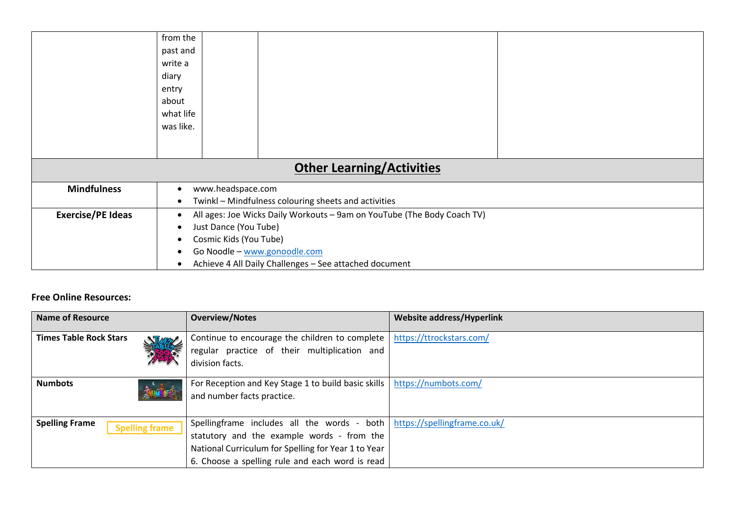| | from the past and write a diary entry about what life was like. | | | |
|---|---|---|---|---|

## Other Learning/Activities

| | |
|---|---|
| **Mindfulness** | • www.headspace.com<br>• Twinkl – Mindfulness colouring sheets and activities |
| **Exercise/PE Ideas** | • All ages: Joe Wicks Daily Workouts – 9am on YouTube (The Body Coach TV)<br>• Just Dance (You Tube)<br>• Cosmic Kids (You Tube)<br>• Go Noodle – www.gonoodle.com<br>• Achieve 4 All Daily Challenges – See attached document |

**Free Online Resources:**

| Name of Resource | Overview/Notes | Website address/Hyperlink |
|---|---|---|
| **Times Table Rock Stars** | Continue to encourage the children to complete regular practice of their multiplication and division facts. | https://ttrockstars.com/ |
| **Numbots** | For Reception and Key Stage 1 to build basic skills and number facts practice. | https://numbots.com/ |
| **Spelling Frame** | Spellingframe includes all the words - both statutory and the example words - from the National Curriculum for Spelling for Year 1 to Year 6. Choose a spelling rule and each word is read | https://spellingframe.co.uk/ |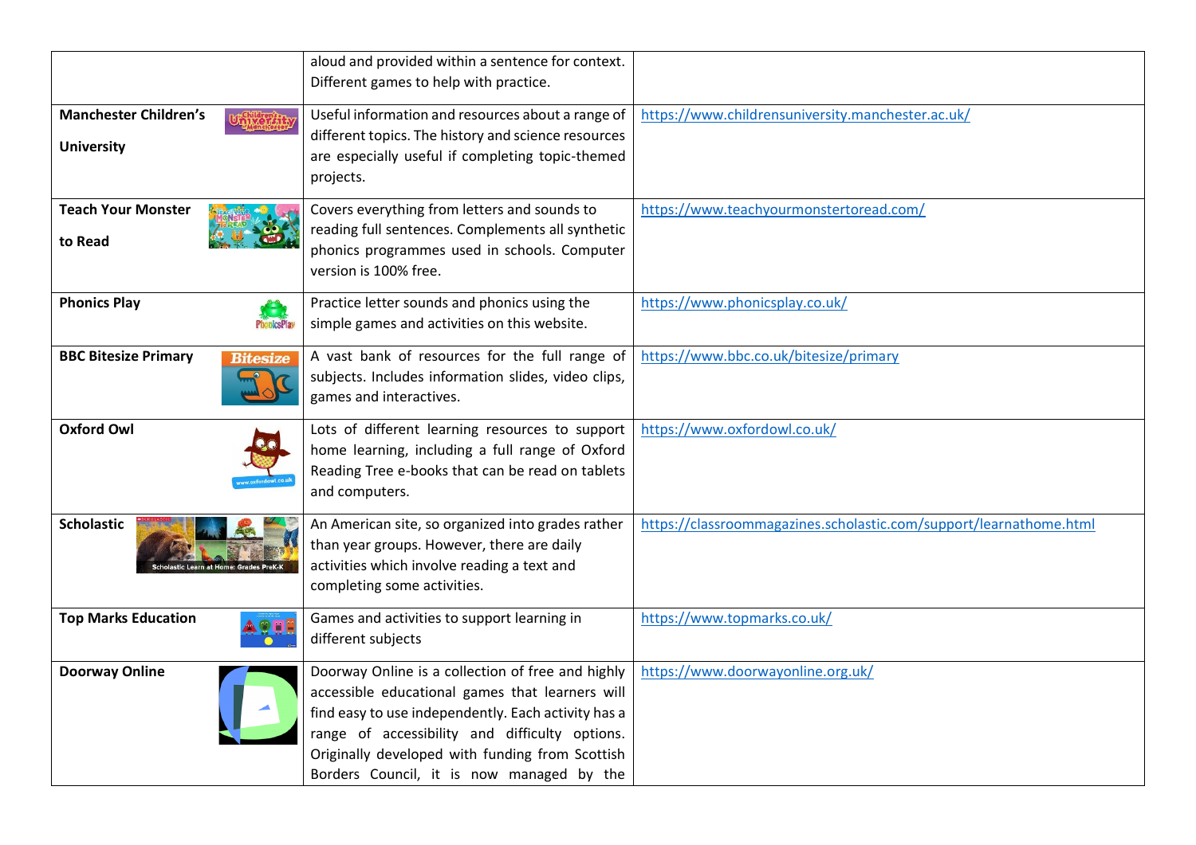| | | |
|---|---|---|
| | aloud and provided within a sentence for context. Different games to help with practice. | |
| **Manchester Children's University** | Useful information and resources about a range of different topics. The history and science resources are especially useful if completing topic-themed projects. | https://www.childrensuniversity.manchester.ac.uk/ |
| **Teach Your Monster to Read** | Covers everything from letters and sounds to reading full sentences. Complements all synthetic phonics programmes used in schools. Computer version is 100% free. | https://www.teachyourmonstertoread.com/ |
| **Phonics Play** | Practice letter sounds and phonics using the simple games and activities on this website. | https://www.phonicsplay.co.uk/ |
| **BBC Bitesize Primary** | A vast bank of resources for the full range of subjects. Includes information slides, video clips, games and interactives. | https://www.bbc.co.uk/bitesize/primary |
| **Oxford Owl** | Lots of different learning resources to support home learning, including a full range of Oxford Reading Tree e-books that can be read on tablets and computers. | https://www.oxfordowl.co.uk/ |
| **Scholastic** | An American site, so organized into grades rather than year groups. However, there are daily activities which involve reading a text and completing some activities. | https://classroommagazines.scholastic.com/support/learnathome.html |
| **Top Marks Education** | Games and activities to support learning in different subjects | https://www.topmarks.co.uk/ |
| **Doorway Online** | Doorway Online is a collection of free and highly accessible educational games that learners will find easy to use independently. Each activity has a range of accessibility and difficulty options. Originally developed with funding from Scottish Borders Council, it is now managed by the | https://www.doorwayonline.org.uk/ |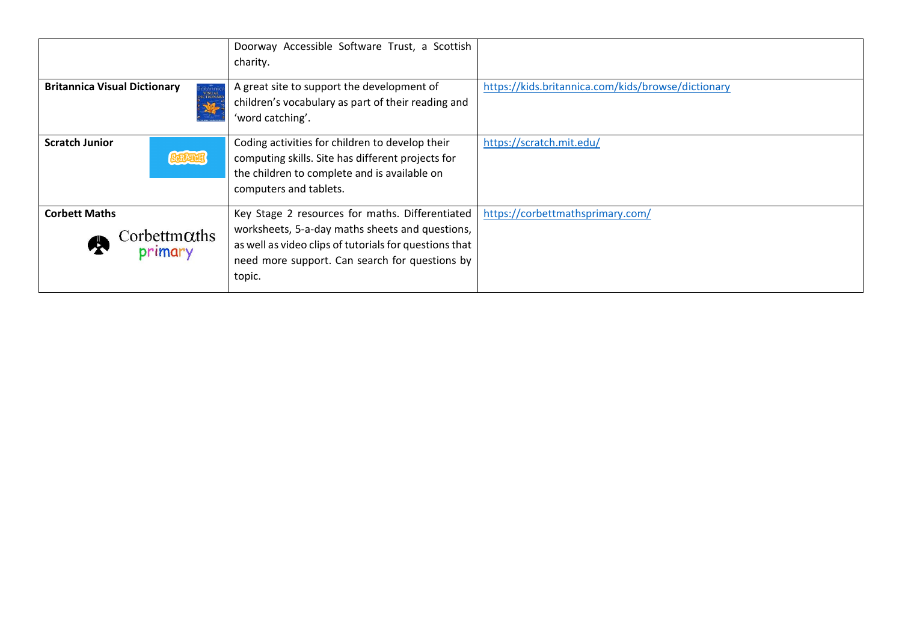| | | |
|---|---|---|
| | Doorway Accessible Software Trust, a Scottish charity. | |
| **Britannica Visual Dictionary** | A great site to support the development of children's vocabulary as part of their reading and 'word catching'. | https://kids.britannica.com/kids/browse/dictionary |
| **Scratch Junior** | Coding activities for children to develop their computing skills. Site has different projects for the children to complete and is available on computers and tablets. | https://scratch.mit.edu/ |
| **Corbett Maths** | Key Stage 2 resources for maths. Differentiated worksheets, 5-a-day maths sheets and questions, as well as video clips of tutorials for questions that need more support. Can search for questions by topic. | https://corbettmathsprimary.com/ |